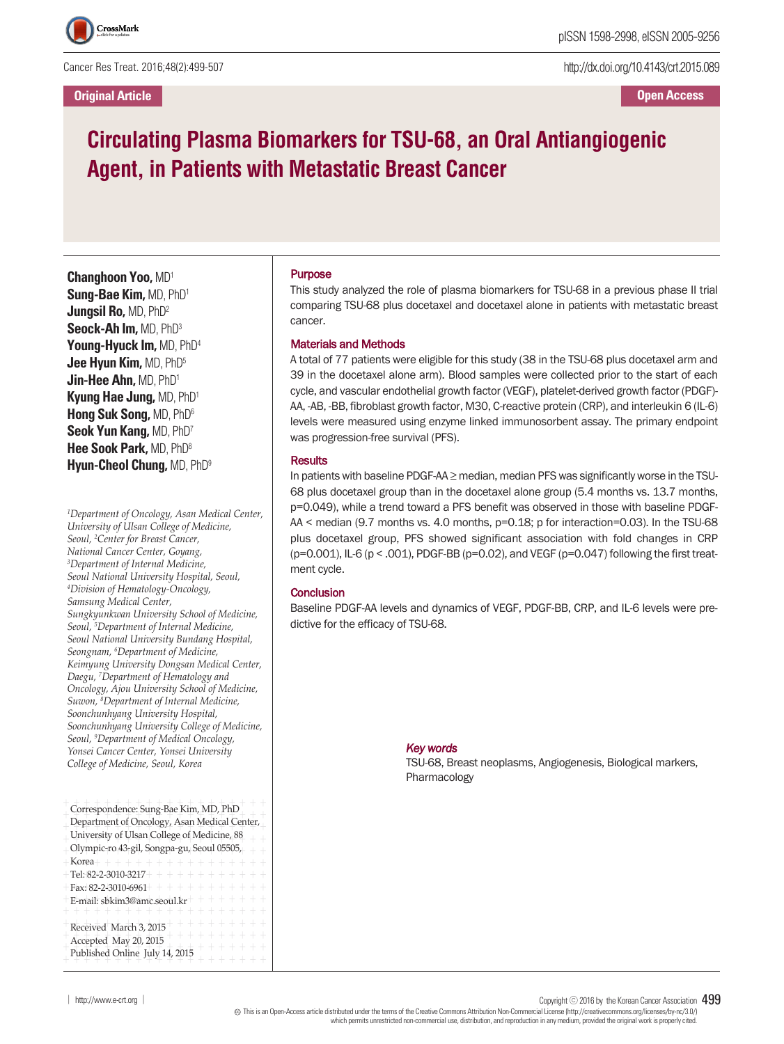Original Article

Open Access

# Circulating Plasma Biomarkers for TSU-68, an Oral Antiangiogenic Agent, in Patients with Metastatic Breast Cancer

**Changhoon Yoo,** MD[1]
**Sung-Bae Kim,** MD, PhD[1]
**Jungsil Ro,** MD, PhD[2]
**Seock-Ah Im,** MD, PhD[3]
**Young-Hyuck Im,** MD, PhD[4]
**Jee Hyun Kim,** MD, PhD[5]
**Jin-Hee Ahn,** MD, PhD[1]
**Kyung Hae Jung,** MD, PhD[1]
**Hong Suk Song,** MD, PhD[6]
**Seok Yun Kang,** MD, PhD[7]
**Hee Sook Park,** MD, PhD[8]
**Hyun-Cheol Chung,** MD, PhD[9]

*[1]Department of Oncology, Asan Medical Center, University of Ulsan College of Medicine, Seoul, [2]Center for Breast Cancer, National Cancer Center, Goyang, [3]Department of Internal Medicine, Seoul National University Hospital, Seoul, [4]Division of Hematology-Oncology, Samsung Medical Center, Sungkyunkwan University School of Medicine, Seoul, [5]Department of Internal Medicine, Seoul National University Bundang Hospital, Seongnam, [6]Department of Medicine, Keimyung University Dongsan Medical Center, Daegu, [7]Department of Hematology and Oncology, Ajou University School of Medicine, Suwon, [8]Department of Internal Medicine, Soonchunhyang University Hospital, Soonchunhyang University College of Medicine, Seoul, [9]Department of Medical Oncology, Yonsei Cancer Center, Yonsei University College of Medicine, Seoul, Korea*

Correspondence: Sung-Bae Kim, MD, PhD
Department of Oncology, Asan Medical Center, University of Ulsan College of Medicine, 88 Olympic-ro 43-gil, Songpa-gu, Seoul 05505, Korea
Tel: 82-2-3010-3217
Fax: 82-2-3010-6961
E-mail: sbkim3@amc.seoul.kr

Received March 3, 2015
Accepted May 20, 2015
Published Online July 14, 2015

## Purpose

This study analyzed the role of plasma biomarkers for TSU-68 in a previous phase II trial comparing TSU-68 plus docetaxel and docetaxel alone in patients with metastatic breast cancer.

## Materials and Methods

A total of 77 patients were eligible for this study (38 in the TSU-68 plus docetaxel arm and 39 in the docetaxel alone arm). Blood samples were collected prior to the start of each cycle, and vascular endothelial growth factor (VEGF), platelet-derived growth factor (PDGF)-AA, -AB, -BB, fibroblast growth factor, M30, C-reactive protein (CRP), and interleukin 6 (IL-6) levels were measured using enzyme linked immunosorbent assay. The primary endpoint was progression-free survival (PFS).

## Results

In patients with baseline PDGF-AA ≥ median, median PFS was significantly worse in the TSU-68 plus docetaxel group than in the docetaxel alone group (5.4 months vs. 13.7 months, $p=0.049$), while a trend toward a PFS benefit was observed in those with baseline PDGF-AA < median (9.7 months vs. 4.0 months, $p=0.18$; p for interaction=0.03). In the TSU-68 plus docetaxel group, PFS showed significant association with fold changes in CRP ($p=0.001$), IL-6 ($p < .001$), PDGF-BB ($p=0.02$), and VEGF ($p=0.047$) following the first treatment cycle.

## Conclusion

Baseline PDGF-AA levels and dynamics of VEGF, PDGF-BB, CRP, and IL-6 levels were predictive for the efficacy of TSU-68.

***Key words***

TSU-68, Breast neoplasms, Angiogenesis, Biological markers, Pharmacology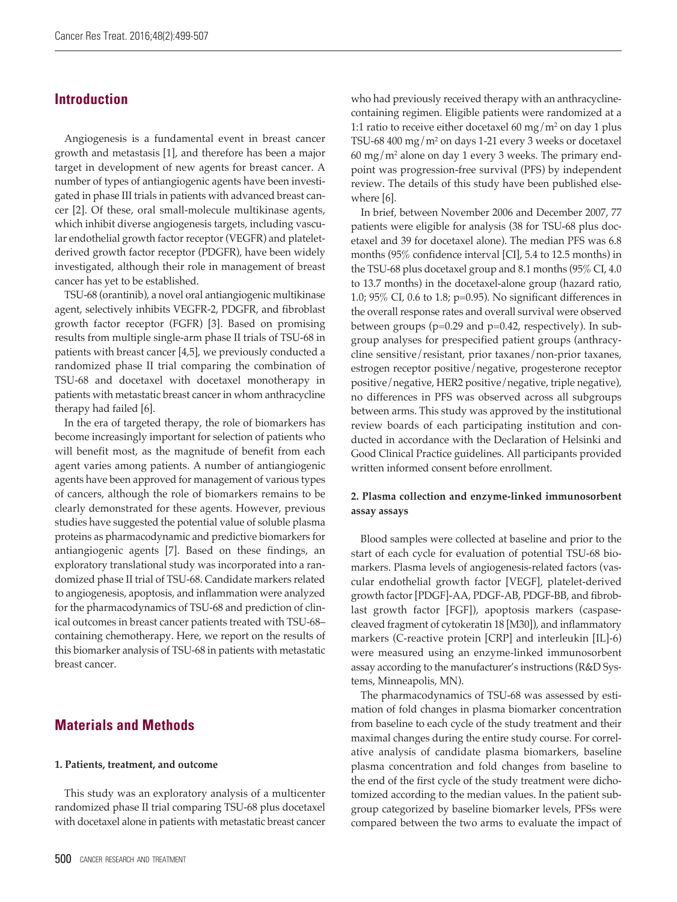## Introduction

Angiogenesis is a fundamental event in breast cancer growth and metastasis [1], and therefore has been a major target in development of new agents for breast cancer. A number of types of antiangiogenic agents have been investigated in phase III trials in patients with advanced breast cancer [2]. Of these, oral small-molecule multikinase agents, which inhibit diverse angiogenesis targets, including vascular endothelial growth factor receptor (VEGFR) and platelet-derived growth factor receptor (PDGFR), have been widely investigated, although their role in management of breast cancer has yet to be established.

TSU-68 (orantinib), a novel oral antiangiogenic multikinase agent, selectively inhibits VEGFR-2, PDGFR, and fibroblast growth factor receptor (FGFR) [3]. Based on promising results from multiple single-arm phase II trials of TSU-68 in patients with breast cancer [4,5], we previously conducted a randomized phase II trial comparing the combination of TSU-68 and docetaxel with docetaxel monotherapy in patients with metastatic breast cancer in whom anthracycline therapy had failed [6].

In the era of targeted therapy, the role of biomarkers has become increasingly important for selection of patients who will benefit most, as the magnitude of benefit from each agent varies among patients. A number of antiangiogenic agents have been approved for management of various types of cancers, although the role of biomarkers remains to be clearly demonstrated for these agents. However, previous studies have suggested the potential value of soluble plasma proteins as pharmacodynamic and predictive biomarkers for antiangiogenic agents [7]. Based on these findings, an exploratory translational study was incorporated into a randomized phase II trial of TSU-68. Candidate markers related to angiogenesis, apoptosis, and inflammation were analyzed for the pharmacodynamics of TSU-68 and prediction of clinical outcomes in breast cancer patients treated with TSU-68–containing chemotherapy. Here, we report on the results of this biomarker analysis of TSU-68 in patients with metastatic breast cancer.

## Materials and Methods

### 1. Patients, treatment, and outcome

This study was an exploratory analysis of a multicenter randomized phase II trial comparing TSU-68 plus docetaxel with docetaxel alone in patients with metastatic breast cancer who had previously received therapy with an anthracycline-containing regimen. Eligible patients were randomized at a 1:1 ratio to receive either docetaxel 60 mg/m$^2$ on day 1 plus TSU-68 400 mg/m$^2$ on days 1-21 every 3 weeks or docetaxel 60 mg/m$^2$ alone on day 1 every 3 weeks. The primary endpoint was progression-free survival (PFS) by independent review. The details of this study have been published elsewhere [6].

In brief, between November 2006 and December 2007, 77 patients were eligible for analysis (38 for TSU-68 plus docetaxel and 39 for docetaxel alone). The median PFS was 6.8 months (95% confidence interval [CI], 5.4 to 12.5 months) in the TSU-68 plus docetaxel group and 8.1 months (95% CI, 4.0 to 13.7 months) in the docetaxel-alone group (hazard ratio, 1.0; 95% CI, 0.6 to 1.8; p=0.95). No significant differences in the overall response rates and overall survival were observed between groups (p=0.29 and p=0.42, respectively). In subgroup analyses for prespecified patient groups (anthracycline sensitive/resistant, prior taxanes/non-prior taxanes, estrogen receptor positive/negative, progesterone receptor positive/negative, HER2 positive/negative, triple negative), no differences in PFS was observed across all subgroups between arms. This study was approved by the institutional review boards of each participating institution and conducted in accordance with the Declaration of Helsinki and Good Clinical Practice guidelines. All participants provided written informed consent before enrollment.

### 2. Plasma collection and enzyme-linked immunosorbent assay assays

Blood samples were collected at baseline and prior to the start of each cycle for evaluation of potential TSU-68 biomarkers. Plasma levels of angiogenesis-related factors (vascular endothelial growth factor [VEGF], platelet-derived growth factor [PDGF]-AA, PDGF-AB, PDGF-BB, and fibroblast growth factor [FGF]), apoptosis markers (caspase-cleaved fragment of cytokeratin 18 [M30]), and inflammatory markers (C-reactive protein [CRP] and interleukin [IL]-6) were measured using an enzyme-linked immunosorbent assay according to the manufacturer's instructions (R&D Systems, Minneapolis, MN).

The pharmacodynamics of TSU-68 was assessed by estimation of fold changes in plasma biomarker concentration from baseline to each cycle of the study treatment and their maximal changes during the entire study course. For correlative analysis of candidate plasma biomarkers, baseline plasma concentration and fold changes from baseline to the end of the first cycle of the study treatment were dichotomized according to the median values. In the patient subgroup categorized by baseline biomarker levels, PFSs were compared between the two arms to evaluate the impact of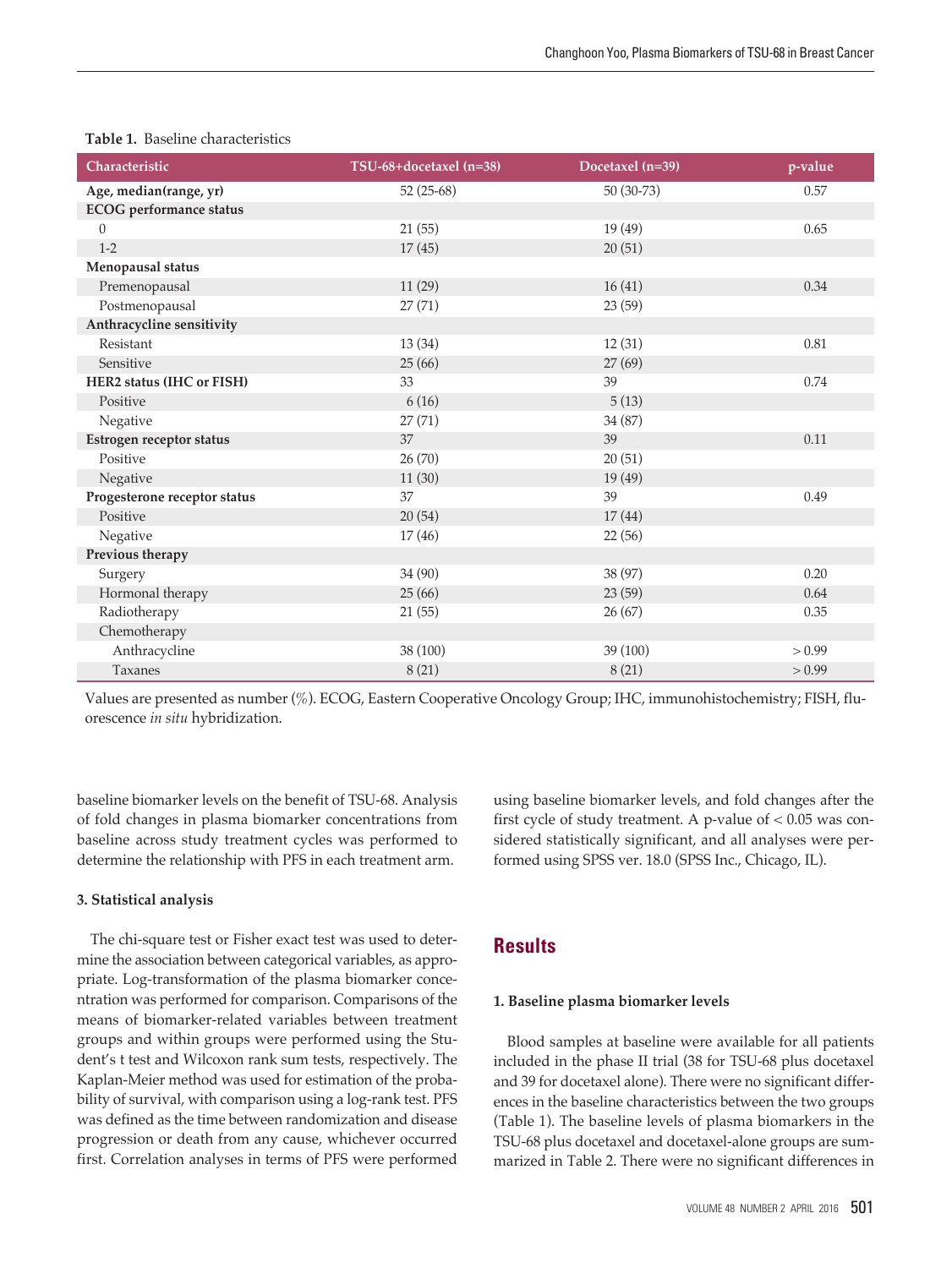**Table 1.** Baseline characteristics

| Characteristic | TSU-68+docetaxel (n=38) | Docetaxel (n=39) | p-value |
|---|---|---|---|
| **Age, median(range, yr)** | 52 (25-68) | 50 (30-73) | 0.57 |
| **ECOG performance status** | | | |
| 0 | 21 (55) | 19 (49) | 0.65 |
| 1-2 | 17 (45) | 20 (51) | |
| **Menopausal status** | | | |
| Premenopausal | 11 (29) | 16 (41) | 0.34 |
| Postmenopausal | 27 (71) | 23 (59) | |
| **Anthracycline sensitivity** | | | |
| Resistant | 13 (34) | 12 (31) | 0.81 |
| Sensitive | 25 (66) | 27 (69) | |
| **HER2 status (IHC or FISH)** | 33 | 39 | 0.74 |
| Positive | 6 (16) | 5 (13) | |
| Negative | 27 (71) | 34 (87) | |
| **Estrogen receptor status** | 37 | 39 | 0.11 |
| Positive | 26 (70) | 20 (51) | |
| Negative | 11 (30) | 19 (49) | |
| **Progesterone receptor status** | 37 | 39 | 0.49 |
| Positive | 20 (54) | 17 (44) | |
| Negative | 17 (46) | 22 (56) | |
| **Previous therapy** | | | |
| Surgery | 34 (90) | 38 (97) | 0.20 |
| Hormonal therapy | 25 (66) | 23 (59) | 0.64 |
| Radiotherapy | 21 (55) | 26 (67) | 0.35 |
| Chemotherapy | | | |
| Anthracycline | 38 (100) | 39 (100) | > 0.99 |
| Taxanes | 8 (21) | 8 (21) | > 0.99 |

Values are presented as number (%). ECOG, Eastern Cooperative Oncology Group; IHC, immunohistochemistry; FISH, fluorescence *in situ* hybridization.

baseline biomarker levels on the benefit of TSU-68. Analysis of fold changes in plasma biomarker concentrations from baseline across study treatment cycles was performed to determine the relationship with PFS in each treatment arm.

### 3. Statistical analysis

The chi-square test or Fisher exact test was used to determine the association between categorical variables, as appropriate. Log-transformation of the plasma biomarker concentration was performed for comparison. Comparisons of the means of biomarker-related variables between treatment groups and within groups were performed using the Student's t test and Wilcoxon rank sum tests, respectively. The Kaplan-Meier method was used for estimation of the probability of survival, with comparison using a log-rank test. PFS was defined as the time between randomization and disease progression or death from any cause, whichever occurred first. Correlation analyses in terms of PFS were performed using baseline biomarker levels, and fold changes after the first cycle of study treatment. A p-value of $< 0.05$ was considered statistically significant, and all analyses were performed using SPSS ver. 18.0 (SPSS Inc., Chicago, IL).

## Results

### 1. Baseline plasma biomarker levels

Blood samples at baseline were available for all patients included in the phase II trial (38 for TSU-68 plus docetaxel and 39 for docetaxel alone). There were no significant differences in the baseline characteristics between the two groups (Table 1). The baseline levels of plasma biomarkers in the TSU-68 plus docetaxel and docetaxel-alone groups are summarized in Table 2. There were no significant differences in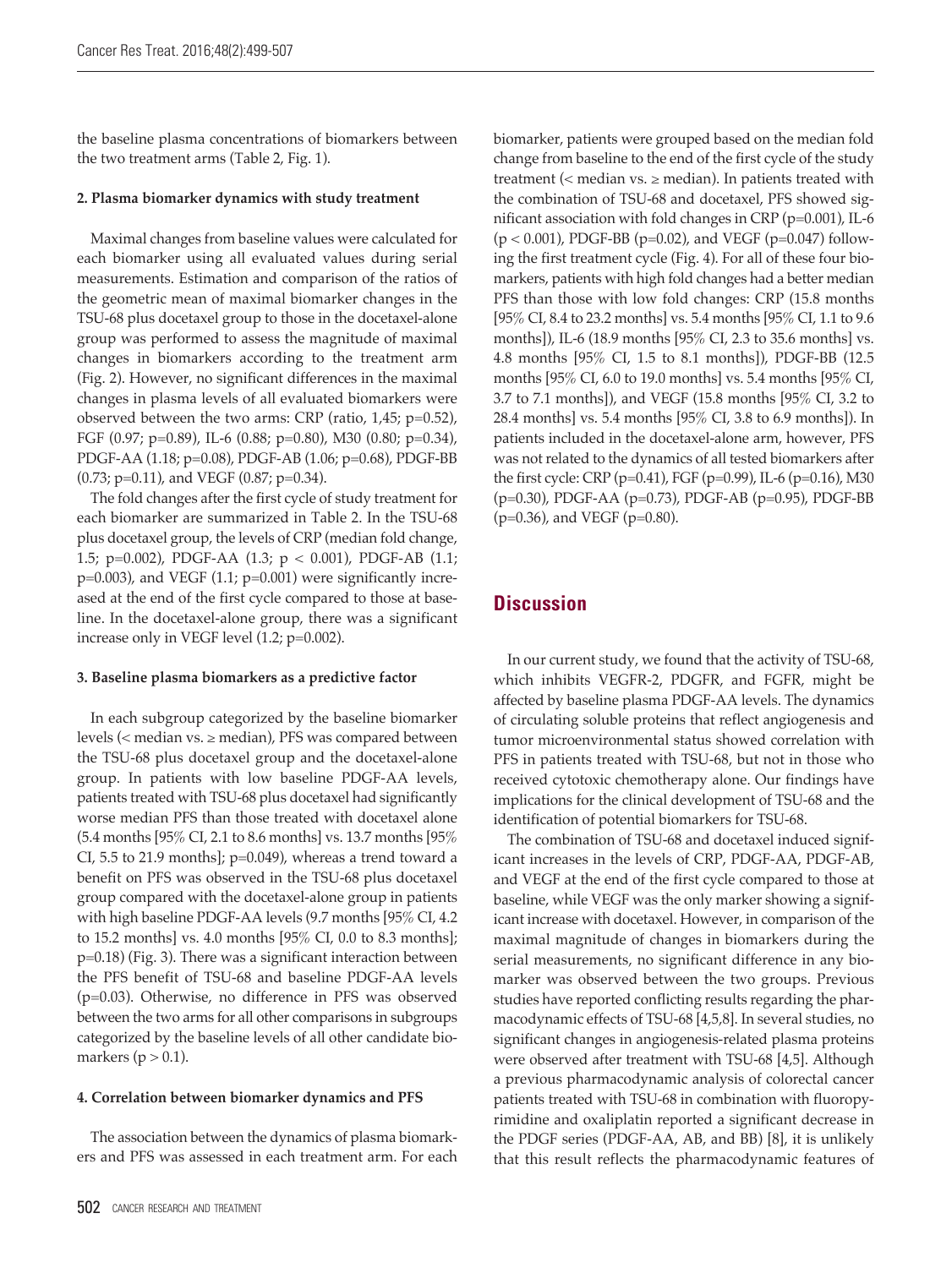the baseline plasma concentrations of biomarkers between the two treatment arms (Table 2, Fig. 1).

### 2. Plasma biomarker dynamics with study treatment

Maximal changes from baseline values were calculated for each biomarker using all evaluated values during serial measurements. Estimation and comparison of the ratios of the geometric mean of maximal biomarker changes in the TSU-68 plus docetaxel group to those in the docetaxel-alone group was performed to assess the magnitude of maximal changes in biomarkers according to the treatment arm (Fig. 2). However, no significant differences in the maximal changes in plasma levels of all evaluated biomarkers were observed between the two arms: CRP (ratio, 1,45; p=0.52), FGF (0.97; p=0.89), IL-6 (0.88; p=0.80), M30 (0.80; p=0.34), PDGF-AA (1.18; p=0.08), PDGF-AB (1.06; p=0.68), PDGF-BB (0.73; p=0.11), and VEGF (0.87; p=0.34).

The fold changes after the first cycle of study treatment for each biomarker are summarized in Table 2. In the TSU-68 plus docetaxel group, the levels of CRP (median fold change, 1.5; p=0.002), PDGF-AA (1.3; p < 0.001), PDGF-AB (1.1; p=0.003), and VEGF (1.1; p=0.001) were significantly increased at the end of the first cycle compared to those at baseline. In the docetaxel-alone group, there was a significant increase only in VEGF level (1.2; p=0.002).

### 3. Baseline plasma biomarkers as a predictive factor

In each subgroup categorized by the baseline biomarker levels (< median vs. ≥ median), PFS was compared between the TSU-68 plus docetaxel group and the docetaxel-alone group. In patients with low baseline PDGF-AA levels, patients treated with TSU-68 plus docetaxel had significantly worse median PFS than those treated with docetaxel alone (5.4 months [95% CI, 2.1 to 8.6 months] vs. 13.7 months [95% CI, 5.5 to 21.9 months]; p=0.049), whereas a trend toward a benefit on PFS was observed in the TSU-68 plus docetaxel group compared with the docetaxel-alone group in patients with high baseline PDGF-AA levels (9.7 months [95% CI, 4.2 to 15.2 months] vs. 4.0 months [95% CI, 0.0 to 8.3 months]; p=0.18) (Fig. 3). There was a significant interaction between the PFS benefit of TSU-68 and baseline PDGF-AA levels (p=0.03). Otherwise, no difference in PFS was observed between the two arms for all other comparisons in subgroups categorized by the baseline levels of all other candidate biomarkers (p > 0.1).

### 4. Correlation between biomarker dynamics and PFS

The association between the dynamics of plasma biomarkers and PFS was assessed in each treatment arm. For each biomarker, patients were grouped based on the median fold change from baseline to the end of the first cycle of the study treatment (< median vs. ≥ median). In patients treated with the combination of TSU-68 and docetaxel, PFS showed significant association with fold changes in CRP (p=0.001), IL-6 (p < 0.001), PDGF-BB (p=0.02), and VEGF (p=0.047) following the first treatment cycle (Fig. 4). For all of these four biomarkers, patients with high fold changes had a better median PFS than those with low fold changes: CRP (15.8 months [95% CI, 8.4 to 23.2 months] vs. 5.4 months [95% CI, 1.1 to 9.6 months]), IL-6 (18.9 months [95% CI, 2.3 to 35.6 months] vs. 4.8 months [95% CI, 1.5 to 8.1 months]), PDGF-BB (12.5 months [95% CI, 6.0 to 19.0 months] vs. 5.4 months [95% CI, 3.7 to 7.1 months]), and VEGF (15.8 months [95% CI, 3.2 to 28.4 months] vs. 5.4 months [95% CI, 3.8 to 6.9 months]). In patients included in the docetaxel-alone arm, however, PFS was not related to the dynamics of all tested biomarkers after the first cycle: CRP (p=0.41), FGF (p=0.99), IL-6 (p=0.16), M30 (p=0.30), PDGF-AA (p=0.73), PDGF-AB (p=0.95), PDGF-BB (p=0.36), and VEGF (p=0.80).

## Discussion

In our current study, we found that the activity of TSU-68, which inhibits VEGFR-2, PDGFR, and FGFR, might be affected by baseline plasma PDGF-AA levels. The dynamics of circulating soluble proteins that reflect angiogenesis and tumor microenvironmental status showed correlation with PFS in patients treated with TSU-68, but not in those who received cytotoxic chemotherapy alone. Our findings have implications for the clinical development of TSU-68 and the identification of potential biomarkers for TSU-68.

The combination of TSU-68 and docetaxel induced significant increases in the levels of CRP, PDGF-AA, PDGF-AB, and VEGF at the end of the first cycle compared to those at baseline, while VEGF was the only marker showing a significant increase with docetaxel. However, in comparison of the maximal magnitude of changes in biomarkers during the serial measurements, no significant difference in any biomarker was observed between the two groups. Previous studies have reported conflicting results regarding the pharmacodynamic effects of TSU-68 [4,5,8]. In several studies, no significant changes in angiogenesis-related plasma proteins were observed after treatment with TSU-68 [4,5]. Although a previous pharmacodynamic analysis of colorectal cancer patients treated with TSU-68 in combination with fluoropyrimidine and oxaliplatin reported a significant decrease in the PDGF series (PDGF-AA, AB, and BB) [8], it is unlikely that this result reflects the pharmacodynamic features of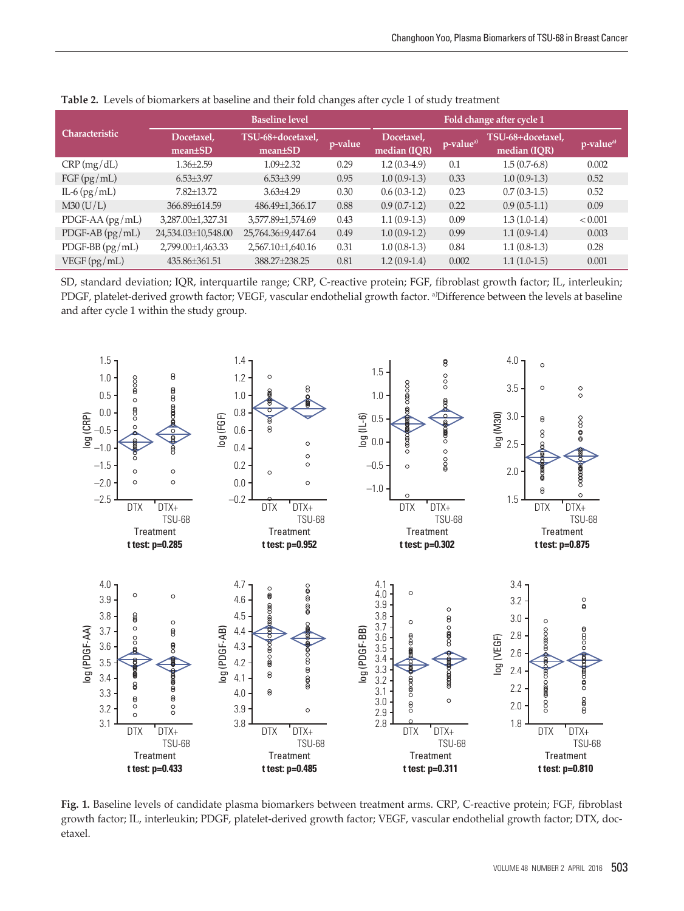**Table 2.** Levels of biomarkers at baseline and their fold changes after cycle 1 of study treatment

| Characteristic | Baseline level | | | Fold change after cycle 1 | | | |
|---|---|---|---|---|---|---|---|
| | Docetaxel, mean±SD | TSU-68+docetaxel, mean±SD | p-value | Docetaxel, median (IQR) | p-value[a] | TSU-68+docetaxel, median (IQR) | p-value[a] |
| CRP (mg/dL) | 1.36±2.59 | 1.09±2.32 | 0.29 | 1.2 (0.3-4.9) | 0.1 | 1.5 (0.7-6.8) | 0.002 |
| FGF (pg/mL) | 6.53±3.97 | 6.53±3.99 | 0.95 | 1.0 (0.9-1.3) | 0.33 | 1.0 (0.9-1.3) | 0.52 |
| IL-6 (pg/mL) | 7.82±13.72 | 3.63±4.29 | 0.30 | 0.6 (0.3-1.2) | 0.23 | 0.7 (0.3-1.5) | 0.52 |
| M30 (U/L) | 366.89±614.59 | 486.49±1,366.17 | 0.88 | 0.9 (0.7-1.2) | 0.22 | 0.9 (0.5-1.1) | 0.09 |
| PDGF-AA (pg/mL) | 3,287.00±1,327.31 | 3,577.89±1,574.69 | 0.43 | 1.1 (0.9-1.3) | 0.09 | 1.3 (1.0-1.4) | < 0.001 |
| PDGF-AB (pg/mL) | 24,534.03±10,548.00 | 25,764.36±9,447.64 | 0.49 | 1.0 (0.9-1.2) | 0.99 | 1.1 (0.9-1.4) | 0.003 |
| PDGF-BB (pg/mL) | 2,799.00±1,463.33 | 2,567.10±1,640.16 | 0.31 | 1.0 (0.8-1.3) | 0.84 | 1.1 (0.8-1.3) | 0.28 |
| VEGF (pg/mL) | 435.86±361.51 | 388.27±238.25 | 0.81 | 1.2 (0.9-1.4) | 0.002 | 1.1 (1.0-1.5) | 0.001 |

SD, standard deviation; IQR, interquartile range; CRP, C-reactive protein; FGF, fibroblast growth factor; IL, interleukin; PDGF, platelet-derived growth factor; VEGF, vascular endothelial growth factor. [a]Difference between the levels at baseline and after cycle 1 within the study group.

**Fig. 1.** Baseline levels of candidate plasma biomarkers between treatment arms. CRP, C-reactive protein; FGF, fibroblast growth factor; IL, interleukin; PDGF, platelet-derived growth factor; VEGF, vascular endothelial growth factor; DTX, docetaxel.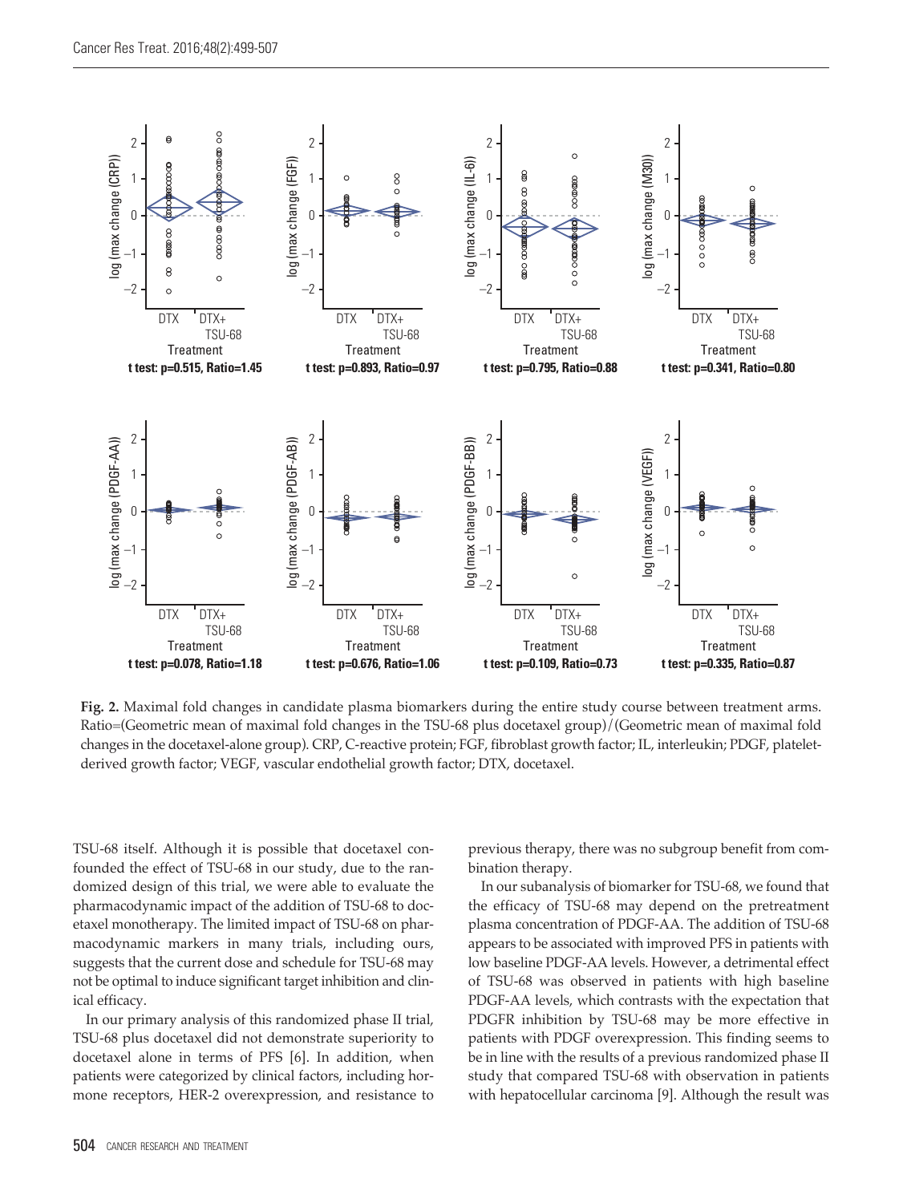**Fig. 2.** Maximal fold changes in candidate plasma biomarkers during the entire study course between treatment arms. Ratio=(Geometric mean of maximal fold changes in the TSU-68 plus docetaxel group)/(Geometric mean of maximal fold changes in the docetaxel-alone group). CRP, C-reactive protein; FGF, fibroblast growth factor; IL, interleukin; PDGF, platelet-derived growth factor; VEGF, vascular endothelial growth factor; DTX, docetaxel.

TSU-68 itself. Although it is possible that docetaxel confounded the effect of TSU-68 in our study, due to the randomized design of this trial, we were able to evaluate the pharmacodynamic impact of the addition of TSU-68 to docetaxel monotherapy. The limited impact of TSU-68 on pharmacodynamic markers in many trials, including ours, suggests that the current dose and schedule for TSU-68 may not be optimal to induce significant target inhibition and clinical efficacy.

In our primary analysis of this randomized phase II trial, TSU-68 plus docetaxel did not demonstrate superiority to docetaxel alone in terms of PFS [6]. In addition, when patients were categorized by clinical factors, including hormone receptors, HER-2 overexpression, and resistance to previous therapy, there was no subgroup benefit from combination therapy.

In our subanalysis of biomarker for TSU-68, we found that the efficacy of TSU-68 may depend on the pretreatment plasma concentration of PDGF-AA. The addition of TSU-68 appears to be associated with improved PFS in patients with low baseline PDGF-AA levels. However, a detrimental effect of TSU-68 was observed in patients with high baseline PDGF-AA levels, which contrasts with the expectation that PDGFR inhibition by TSU-68 may be more effective in patients with PDGF overexpression. This finding seems to be in line with the results of a previous randomized phase II study that compared TSU-68 with observation in patients with hepatocellular carcinoma [9]. Although the result was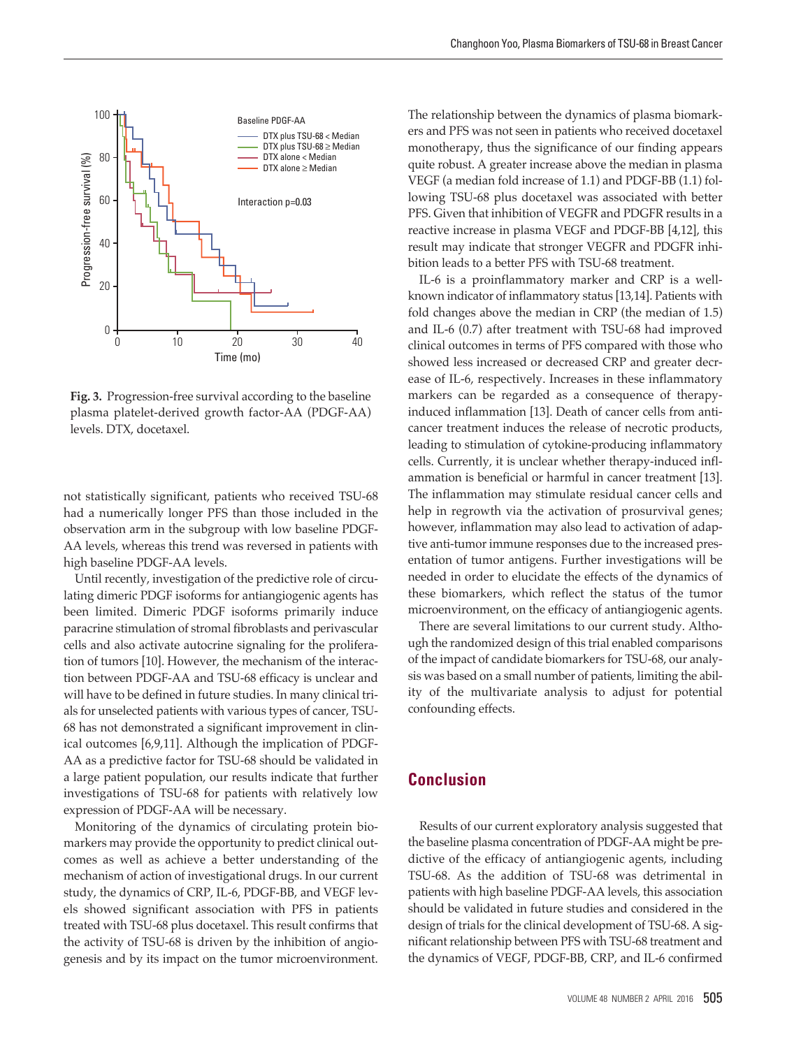**Fig. 3.** Progression-free survival according to the baseline plasma platelet-derived growth factor-AA (PDGF-AA) levels. DTX, docetaxel.

not statistically significant, patients who received TSU-68 had a numerically longer PFS than those included in the observation arm in the subgroup with low baseline PDGF-AA levels, whereas this trend was reversed in patients with high baseline PDGF-AA levels.

Until recently, investigation of the predictive role of circulating dimeric PDGF isoforms for antiangiogenic agents has been limited. Dimeric PDGF isoforms primarily induce paracrine stimulation of stromal fibroblasts and perivascular cells and also activate autocrine signaling for the proliferation of tumors [10]. However, the mechanism of the interaction between PDGF-AA and TSU-68 efficacy is unclear and will have to be defined in future studies. In many clinical trials for unselected patients with various types of cancer, TSU-68 has not demonstrated a significant improvement in clinical outcomes [6,9,11]. Although the implication of PDGF-AA as a predictive factor for TSU-68 should be validated in a large patient population, our results indicate that further investigations of TSU-68 for patients with relatively low expression of PDGF-AA will be necessary.

Monitoring of the dynamics of circulating protein biomarkers may provide the opportunity to predict clinical outcomes as well as achieve a better understanding of the mechanism of action of investigational drugs. In our current study, the dynamics of CRP, IL-6, PDGF-BB, and VEGF levels showed significant association with PFS in patients treated with TSU-68 plus docetaxel. This result confirms that the activity of TSU-68 is driven by the inhibition of angiogenesis and by its impact on the tumor microenvironment. The relationship between the dynamics of plasma biomarkers and PFS was not seen in patients who received docetaxel monotherapy, thus the significance of our finding appears quite robust. A greater increase above the median in plasma VEGF (a median fold increase of 1.1) and PDGF-BB (1.1) following TSU-68 plus docetaxel was associated with better PFS. Given that inhibition of VEGFR and PDGFR results in a reactive increase in plasma VEGF and PDGF-BB [4,12], this result may indicate that stronger VEGFR and PDGFR inhibition leads to a better PFS with TSU-68 treatment.

IL-6 is a proinflammatory marker and CRP is a well-known indicator of inflammatory status [13,14]. Patients with fold changes above the median in CRP (the median of 1.5) and IL-6 (0.7) after treatment with TSU-68 had improved clinical outcomes in terms of PFS compared with those who showed less increased or decreased CRP and greater decrease of IL-6, respectively. Increases in these inflammatory markers can be regarded as a consequence of therapy-induced inflammation [13]. Death of cancer cells from anticancer treatment induces the release of necrotic products, leading to stimulation of cytokine-producing inflammatory cells. Currently, it is unclear whether therapy-induced inflammation is beneficial or harmful in cancer treatment [13]. The inflammation may stimulate residual cancer cells and help in regrowth via the activation of prosurvival genes; however, inflammation may also lead to activation of adaptive anti-tumor immune responses due to the increased presentation of tumor antigens. Further investigations will be needed in order to elucidate the effects of the dynamics of these biomarkers, which reflect the status of the tumor microenvironment, on the efficacy of antiangiogenic agents.

There are several limitations to our current study. Although the randomized design of this trial enabled comparisons of the impact of candidate biomarkers for TSU-68, our analysis was based on a small number of patients, limiting the ability of the multivariate analysis to adjust for potential confounding effects.

## Conclusion

Results of our current exploratory analysis suggested that the baseline plasma concentration of PDGF-AA might be predictive of the efficacy of antiangiogenic agents, including TSU-68. As the addition of TSU-68 was detrimental in patients with high baseline PDGF-AA levels, this association should be validated in future studies and considered in the design of trials for the clinical development of TSU-68. A significant relationship between PFS with TSU-68 treatment and the dynamics of VEGF, PDGF-BB, CRP, and IL-6 confirmed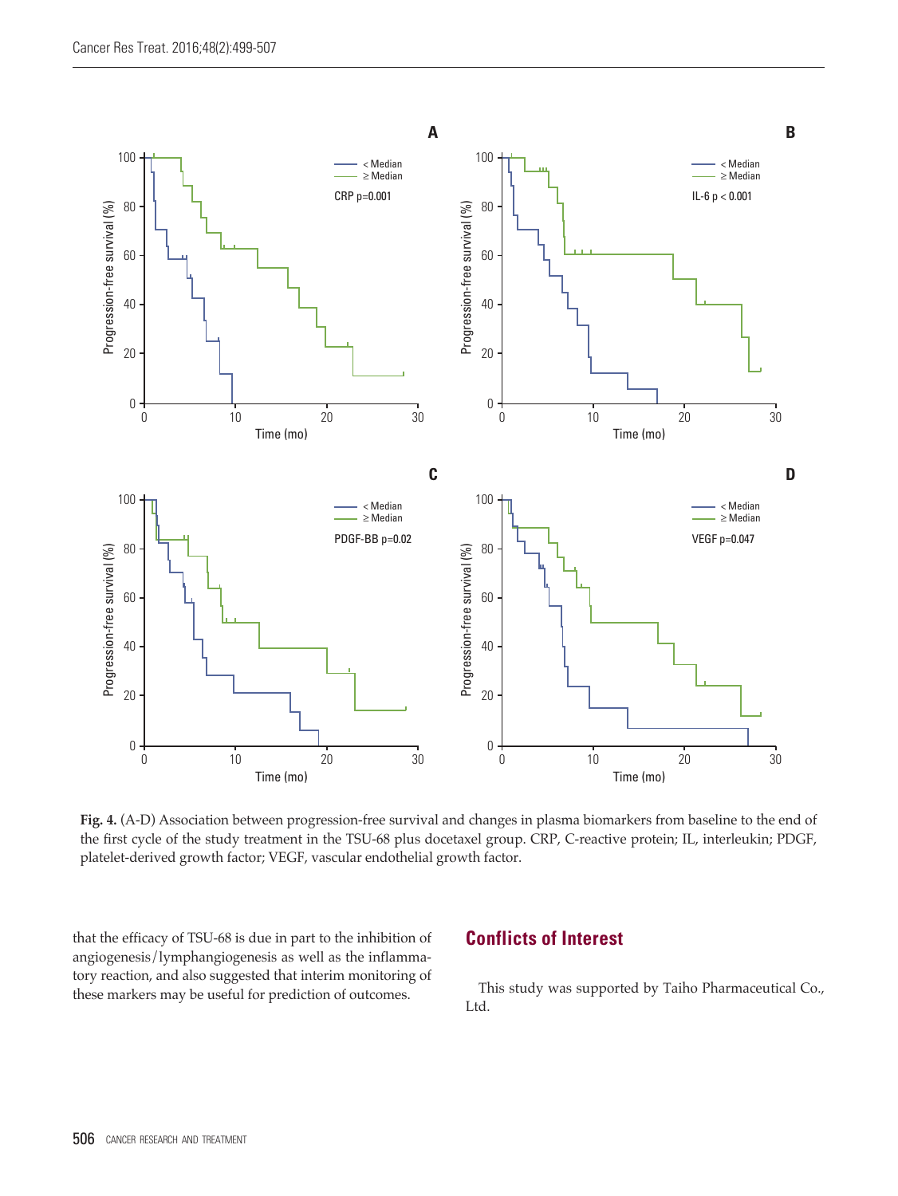Fig. 4. (A-D) Association between progression-free survival and changes in plasma biomarkers from baseline to the end of the first cycle of the study treatment in the TSU-68 plus docetaxel group. CRP, C-reactive protein; IL, interleukin; PDGF, platelet-derived growth factor; VEGF, vascular endothelial growth factor.

that the efficacy of TSU-68 is due in part to the inhibition of angiogenesis/lymphangiogenesis as well as the inflammatory reaction, and also suggested that interim monitoring of these markers may be useful for prediction of outcomes.

## Conflicts of Interest

This study was supported by Taiho Pharmaceutical Co., Ltd.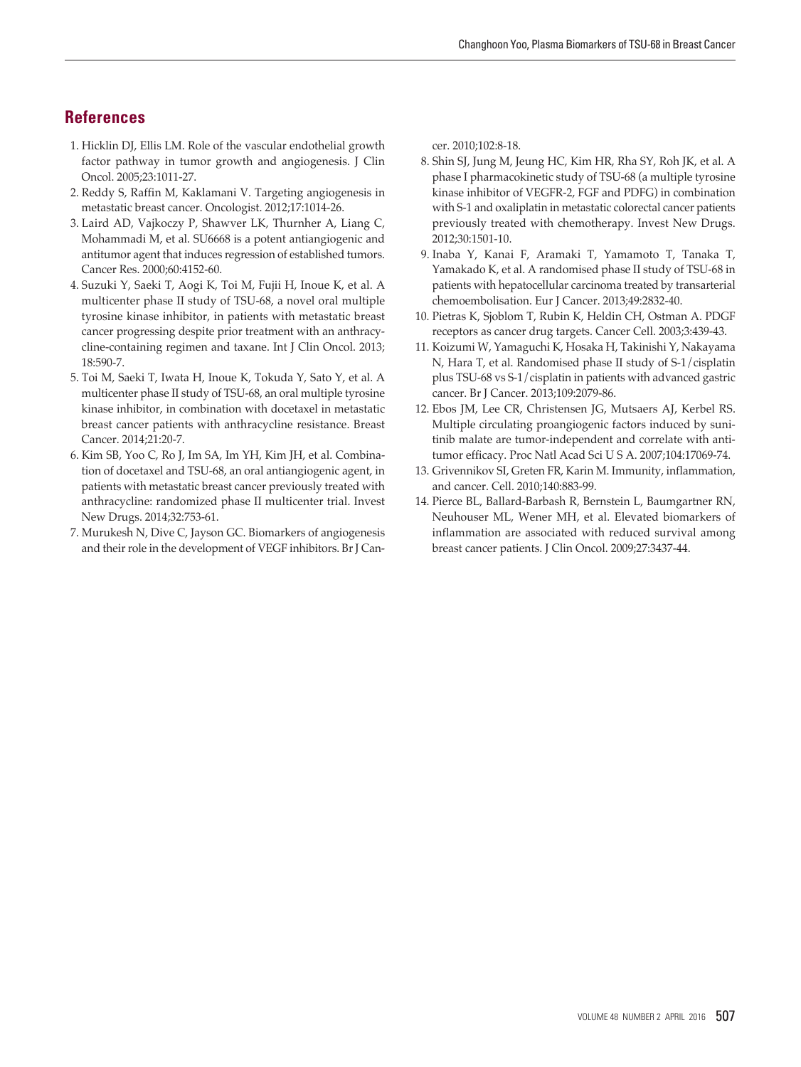## References

1. Hicklin DJ, Ellis LM. Role of the vascular endothelial growth factor pathway in tumor growth and angiogenesis. J Clin Oncol. 2005;23:1011-27.
2. Reddy S, Raffin M, Kaklamani V. Targeting angiogenesis in metastatic breast cancer. Oncologist. 2012;17:1014-26.
3. Laird AD, Vajkoczy P, Shawver LK, Thurnher A, Liang C, Mohammadi M, et al. SU6668 is a potent antiangiogenic and antitumor agent that induces regression of established tumors. Cancer Res. 2000;60:4152-60.
4. Suzuki Y, Saeki T, Aogi K, Toi M, Fujii H, Inoue K, et al. A multicenter phase II study of TSU-68, a novel oral multiple tyrosine kinase inhibitor, in patients with metastatic breast cancer progressing despite prior treatment with an anthracycline-containing regimen and taxane. Int J Clin Oncol. 2013; 18:590-7.
5. Toi M, Saeki T, Iwata H, Inoue K, Tokuda Y, Sato Y, et al. A multicenter phase II study of TSU-68, an oral multiple tyrosine kinase inhibitor, in combination with docetaxel in metastatic breast cancer patients with anthracycline resistance. Breast Cancer. 2014;21:20-7.
6. Kim SB, Yoo C, Ro J, Im SA, Im YH, Kim JH, et al. Combination of docetaxel and TSU-68, an oral antiangiogenic agent, in patients with metastatic breast cancer previously treated with anthracycline: randomized phase II multicenter trial. Invest New Drugs. 2014;32:753-61.
7. Murukesh N, Dive C, Jayson GC. Biomarkers of angiogenesis and their role in the development of VEGF inhibitors. Br J Cancer. 2010;102:8-18.
8. Shin SJ, Jung M, Jeung HC, Kim HR, Rha SY, Roh JK, et al. A phase I pharmacokinetic study of TSU-68 (a multiple tyrosine kinase inhibitor of VEGFR-2, FGF and PDFG) in combination with S-1 and oxaliplatin in metastatic colorectal cancer patients previously treated with chemotherapy. Invest New Drugs. 2012;30:1501-10.
9. Inaba Y, Kanai F, Aramaki T, Yamamoto T, Tanaka T, Yamakado K, et al. A randomised phase II study of TSU-68 in patients with hepatocellular carcinoma treated by transarterial chemoembolisation. Eur J Cancer. 2013;49:2832-40.
10. Pietras K, Sjoblom T, Rubin K, Heldin CH, Ostman A. PDGF receptors as cancer drug targets. Cancer Cell. 2003;3:439-43.
11. Koizumi W, Yamaguchi K, Hosaka H, Takinishi Y, Nakayama N, Hara T, et al. Randomised phase II study of S-1/cisplatin plus TSU-68 vs S-1/cisplatin in patients with advanced gastric cancer. Br J Cancer. 2013;109:2079-86.
12. Ebos JM, Lee CR, Christensen JG, Mutsaers AJ, Kerbel RS. Multiple circulating proangiogenic factors induced by sunitinib malate are tumor-independent and correlate with antitumor efficacy. Proc Natl Acad Sci U S A. 2007;104:17069-74.
13. Grivennikov SI, Greten FR, Karin M. Immunity, inflammation, and cancer. Cell. 2010;140:883-99.
14. Pierce BL, Ballard-Barbash R, Bernstein L, Baumgartner RN, Neuhouser ML, Wener MH, et al. Elevated biomarkers of inflammation are associated with reduced survival among breast cancer patients. J Clin Oncol. 2009;27:3437-44.